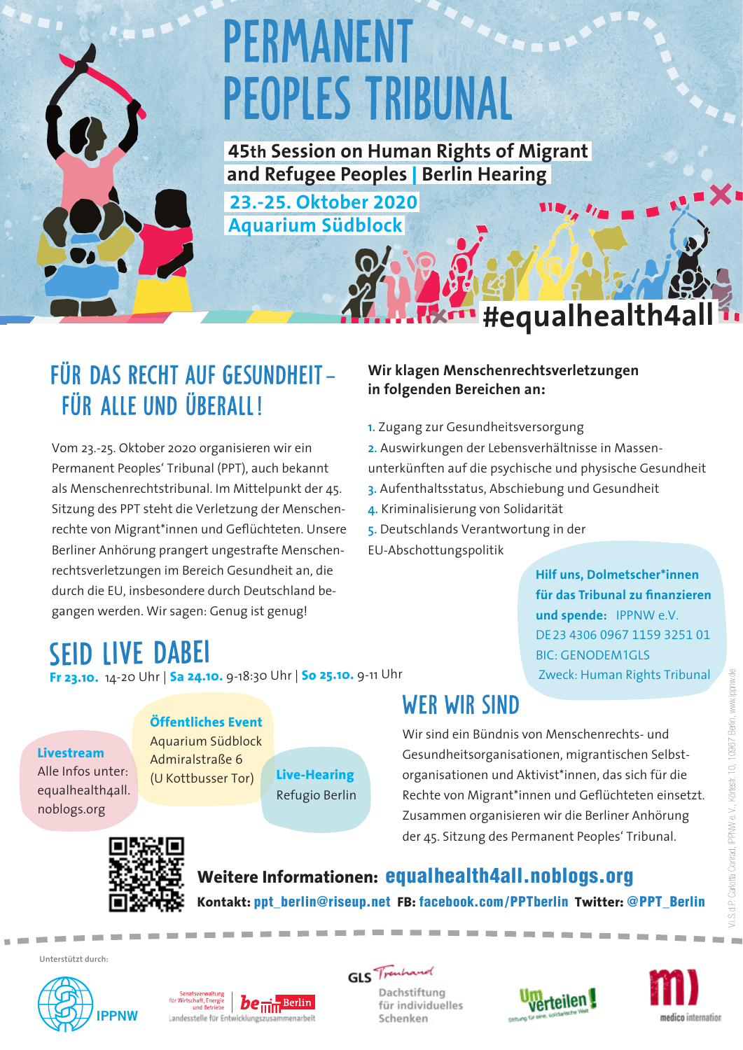# PERMANENT PEOPLES TRIBUNAL

**45th Session on Human Rights of Migrant and Refugee Peoples | Berlin Hearing**

**23.-25. Oktober 2020**
**Aquarium Südblock**

**#equalhealth4all**

## FÜR DAS RECHT AUF GESUNDHEIT – FÜR ALLE UND ÜBERALL!

Vom 23.-25. Oktober 2020 organisieren wir ein Permanent Peoples' Tribunal (PPT), auch bekannt als Menschenrechtstribunal. Im Mittelpunkt der 45. Sitzung des PPT steht die Verletzung der Menschenrechte von Migrant*innen und Geflüchteten. Unsere Berliner Anhörung prangert ungestrafte Menschenrechtsverletzungen im Bereich Gesundheit an, die durch die EU, insbesondere durch Deutschland begangen werden. Wir sagen: Genug ist genug!

**Wir klagen Menschenrechtsverletzungen in folgenden Bereichen an:**

1. Zugang zur Gesundheitsversorgung
2. Auswirkungen der Lebensverhältnisse in Massenunterkünften auf die psychische und physische Gesundheit
3. Aufenthaltsstatus, Abschiebung und Gesundheit
4. Kriminalisierung von Solidarität
5. Deutschlands Verantwortung in der EU-Abschottungspolitik

**Hilf uns, Dolmetscher*innen für das Tribunal zu finanzieren und spende:** IPPNW e.V.
DE 23 4306 0967 1159 3251 01
BIC: GENODEM1GLS
Zweck: Human Rights Tribunal

## SEID LIVE DABEI

**Fr 23.10.** 14-20 Uhr | **Sa 24.10.** 9-18:30 Uhr | **So 25.10.** 9-11 Uhr

**Livestream**
Alle Infos unter: equalhealth4all.noblogs.org

**Öffentliches Event**
Aquarium Südblock
Admiralstraße 6
(U Kottbusser Tor)

**Live-Hearing**
Refugio Berlin

## WER WIR SIND

Wir sind ein Bündnis von Menschenrechts- und Gesundheitsorganisationen, migrantischen Selbstorganisationen und Aktivist*innen, das sich für die Rechte von Migrant*innen und Geflüchteten einsetzt. Zusammen organisieren wir die Berliner Anhörung der 45. Sitzung des Permanent Peoples' Tribunal.

**Weitere Informationen: equalhealth4all.noblogs.org**

**Kontakt:** ppt_berlin@riseup.net **FB:** facebook.com/PPTberlin **Twitter:** @PPT_Berlin

V.i.S.d.P. Carlotta Conrad, IPPNW e.V., Körtestr. 10, 10967 Berlin, www.ippnw.de

Unterstützt durch:

IPPNW | Senatsverwaltung für Wirtschaft, Energie und Betriebe – be Berlin – Landesstelle für Entwicklungszusammenarbeit | GLS Treuhand – Dachstiftung für individuelles Schenken | Umverteilen! Stiftung für eine, solidarische Welt | medico international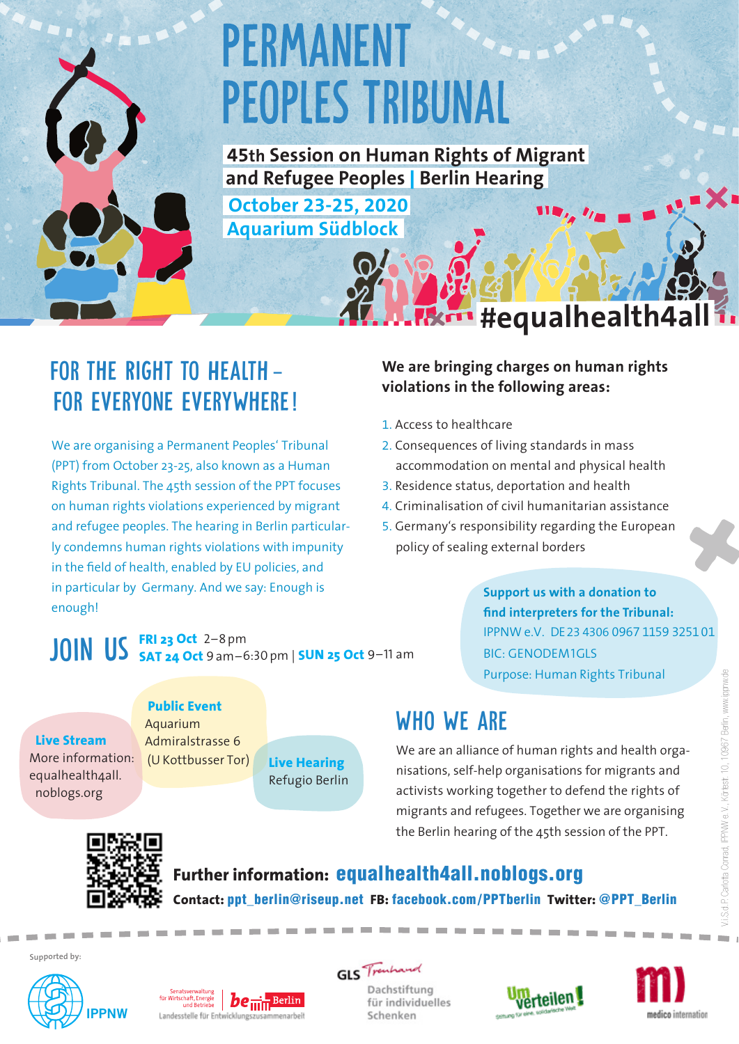# PERMANENT PEOPLES TRIBUNAL

**45th Session on Human Rights of Migrant and Refugee Peoples | Berlin Hearing**

**October 23-25, 2020**

**Aquarium Südblock**

**#equalhealth4all**

## FOR THE RIGHT TO HEALTH – FOR EVERYONE EVERYWHERE!

We are organising a Permanent Peoples' Tribunal (PPT) from October 23-25, also known as a Human Rights Tribunal. The 45th session of the PPT focuses on human rights violations experienced by migrant and refugee peoples. The hearing in Berlin particularly condemns human rights violations with impunity in the field of health, enabled by EU policies, and in particular by Germany. And we say: Enough is enough!

**We are bringing charges on human rights violations in the following areas:**

1. Access to healthcare
2. Consequences of living standards in mass accommodation on mental and physical health
3. Residence status, deportation and health
4. Criminalisation of civil humanitarian assistance
5. Germany's responsibility regarding the European policy of sealing external borders

## JOIN US

**FRI 23 Oct** 2–8 pm
**SAT 24 Oct** 9 am–6:30 pm | **SUN 25 Oct** 9–11 am

**Live Stream**
More information: equalhealth4all.noblogs.org

**Public Event**
Aquarium
Admiralstrasse 6
(U Kottbusser Tor)

**Live Hearing**
Refugio Berlin

**Support us with a donation to find interpreters for the Tribunal:**
IPPNW e.V. DE23 4306 0967 1159 3251 01
BIC: GENODEM1GLS
Purpose: Human Rights Tribunal

## WHO WE ARE

We are an alliance of human rights and health organisations, self-help organisations for migrants and activists working together to defend the rights of migrants and refugees. Together we are organising the Berlin hearing of the 45th session of the PPT.

**Further information:** equalhealth4all.noblogs.org

**Contact:** ppt_berlin@riseup.net **FB:** facebook.com/PPTberlin **Twitter:** @PPT_Berlin

V.i.S.d.P. Carlotta Conrad, IPPNW e.V., Körtestr. 10, 10967 Berlin, www.ippnw.de

Supported by:

IPPNW

Senatsverwaltung für Wirtschaft, Energie und Betriebe – be Berlin – Landesstelle für Entwicklungszusammenarbeit

GLS Treuhand – Dachstiftung für individuelles Schenken

Umverteilen! Stiftung für eine, solidarische Welt

medico international